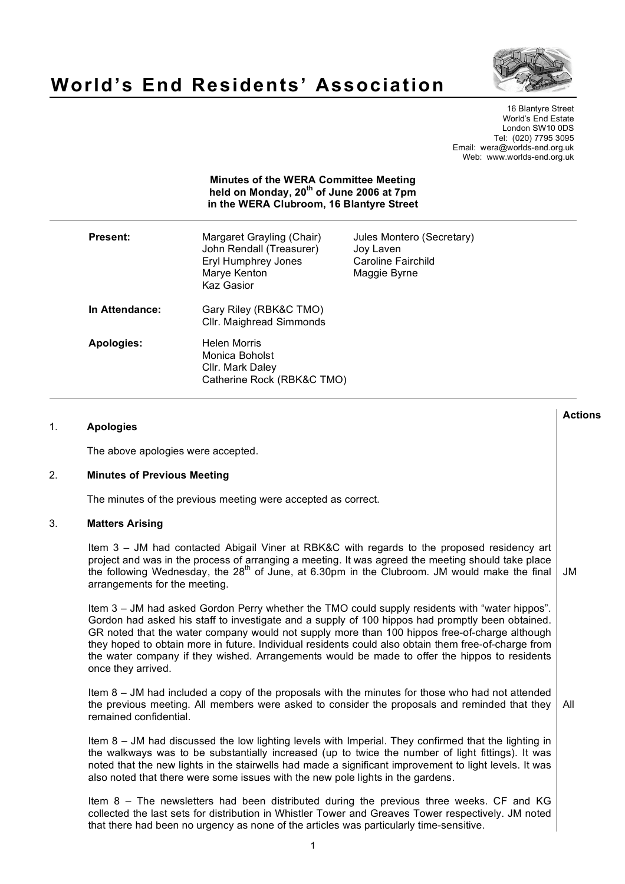# World's End Residents' Association

16 Blantyre Street
World's End Estate
London SW10 0DS
Tel: (020) 7795 3095
Email: wera@worlds-end.org.uk
Web: www.worlds-end.org.uk

**Minutes of the WERA Committee Meeting held on Monday, 20th of June 2006 at 7pm in the WERA Clubroom, 16 Blantyre Street**

| | | |
|---|---|---|
| **Present:** | Margaret Grayling (Chair)<br>John Rendall (Treasurer)<br>Eryl Humphrey Jones<br>Marye Kenton<br>Kaz Gasior | Jules Montero (Secretary)<br>Joy Laven<br>Caroline Fairchild<br>Maggie Byrne |
| **In Attendance:** | Gary Riley (RBK&C TMO)<br>Cllr. Maighread Simmonds | |
| **Apologies:** | Helen Morris<br>Monica Boholst<br>Cllr. Mark Daley<br>Catherine Rock (RBK&C TMO) | |

**Actions**

## 1. Apologies

The above apologies were accepted.

## 2. Minutes of Previous Meeting

The minutes of the previous meeting were accepted as correct.

## 3. Matters Arising

Item 3 – JM had contacted Abigail Viner at RBK&C with regards to the proposed residency art project and was in the process of arranging a meeting. It was agreed the meeting should take place the following Wednesday, the 28th of June, at 6.30pm in the Clubroom. JM would make the final arrangements for the meeting. — **JM**

Item 3 – JM had asked Gordon Perry whether the TMO could supply residents with "water hippos". Gordon had asked his staff to investigate and a supply of 100 hippos had promptly been obtained. GR noted that the water company would not supply more than 100 hippos free-of-charge although they hoped to obtain more in future. Individual residents could also obtain them free-of-charge from the water company if they wished. Arrangements would be made to offer the hippos to residents once they arrived.

Item 8 – JM had included a copy of the proposals with the minutes for those who had not attended the previous meeting. All members were asked to consider the proposals and reminded that they remained confidential. — **All**

Item 8 – JM had discussed the low lighting levels with Imperial. They confirmed that the lighting in the walkways was to be substantially increased (up to twice the number of light fittings). It was noted that the new lights in the stairwells had made a significant improvement to light levels. It was also noted that there were some issues with the new pole lights in the gardens.

Item 8 – The newsletters had been distributed during the previous three weeks. CF and KG collected the last sets for distribution in Whistler Tower and Greaves Tower respectively. JM noted that there had been no urgency as none of the articles was particularly time-sensitive.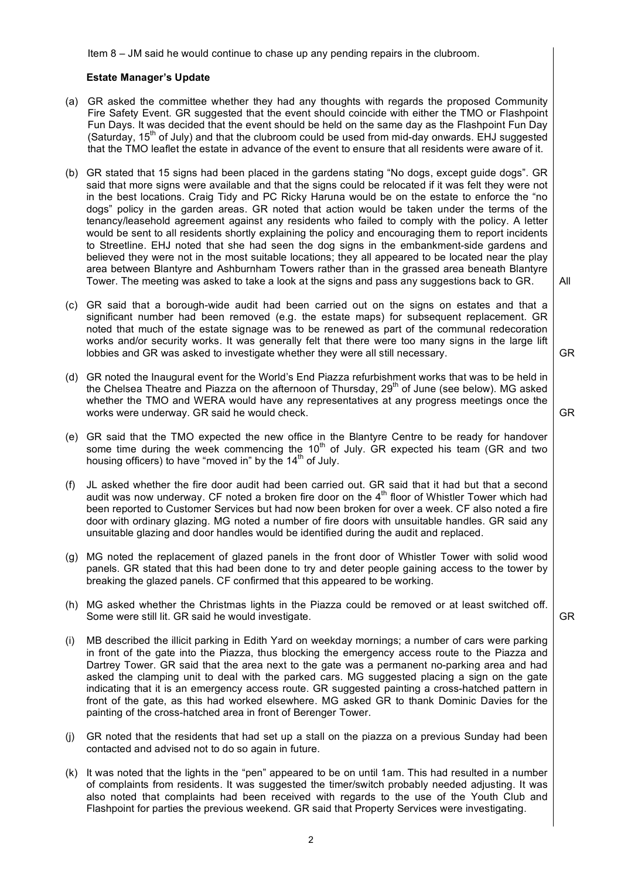Item 8 – JM said he would continue to chase up any pending repairs in the clubroom.

**Estate Manager's Update**

(a) GR asked the committee whether they had any thoughts with regards the proposed Community Fire Safety Event. GR suggested that the event should coincide with either the TMO or Flashpoint Fun Days. It was decided that the event should be held on the same day as the Flashpoint Fun Day (Saturday, 15th of July) and that the clubroom could be used from mid-day onwards. EHJ suggested that the TMO leaflet the estate in advance of the event to ensure that all residents were aware of it.

(b) GR stated that 15 signs had been placed in the gardens stating "No dogs, except guide dogs". GR said that more signs were available and that the signs could be relocated if it was felt they were not in the best locations. Craig Tidy and PC Ricky Haruna would be on the estate to enforce the "no dogs" policy in the garden areas. GR noted that action would be taken under the terms of the tenancy/leasehold agreement against any residents who failed to comply with the policy. A letter would be sent to all residents shortly explaining the policy and encouraging them to report incidents to Streetline. EHJ noted that she had seen the dog signs in the embankment-side gardens and believed they were not in the most suitable locations; they all appeared to be located near the play area between Blantyre and Ashburnham Towers rather than in the grassed area beneath Blantyre Tower. The meeting was asked to take a look at the signs and pass any suggestions back to GR. **All**

(c) GR said that a borough-wide audit had been carried out on the signs on estates and that a significant number had been removed (e.g. the estate maps) for subsequent replacement. GR noted that much of the estate signage was to be renewed as part of the communal redecoration works and/or security works. It was generally felt that there were too many signs in the large lift lobbies and GR was asked to investigate whether they were all still necessary. **GR**

(d) GR noted the Inaugural event for the World's End Piazza refurbishment works that was to be held in the Chelsea Theatre and Piazza on the afternoon of Thursday, 29th of June (see below). MG asked whether the TMO and WERA would have any representatives at any progress meetings once the works were underway. GR said he would check. **GR**

(e) GR said that the TMO expected the new office in the Blantyre Centre to be ready for handover some time during the week commencing the 10th of July. GR expected his team (GR and two housing officers) to have "moved in" by the 14th of July.

(f) JL asked whether the fire door audit had been carried out. GR said that it had but that a second audit was now underway. CF noted a broken fire door on the 4th floor of Whistler Tower which had been reported to Customer Services but had now been broken for over a week. CF also noted a fire door with ordinary glazing. MG noted a number of fire doors with unsuitable handles. GR said any unsuitable glazing and door handles would be identified during the audit and replaced.

(g) MG noted the replacement of glazed panels in the front door of Whistler Tower with solid wood panels. GR stated that this had been done to try and deter people gaining access to the tower by breaking the glazed panels. CF confirmed that this appeared to be working.

(h) MG asked whether the Christmas lights in the Piazza could be removed or at least switched off. Some were still lit. GR said he would investigate. **GR**

(i) MB described the illicit parking in Edith Yard on weekday mornings; a number of cars were parking in front of the gate into the Piazza, thus blocking the emergency access route to the Piazza and Dartrey Tower. GR said that the area next to the gate was a permanent no-parking area and had asked the clamping unit to deal with the parked cars. MG suggested placing a sign on the gate indicating that it is an emergency access route. GR suggested painting a cross-hatched pattern in front of the gate, as this had worked elsewhere. MG asked GR to thank Dominic Davies for the painting of the cross-hatched area in front of Berenger Tower.

(j) GR noted that the residents that had set up a stall on the piazza on a previous Sunday had been contacted and advised not to do so again in future.

(k) It was noted that the lights in the "pen" appeared to be on until 1am. This had resulted in a number of complaints from residents. It was suggested the timer/switch probably needed adjusting. It was also noted that complaints had been received with regards to the use of the Youth Club and Flashpoint for parties the previous weekend. GR said that Property Services were investigating.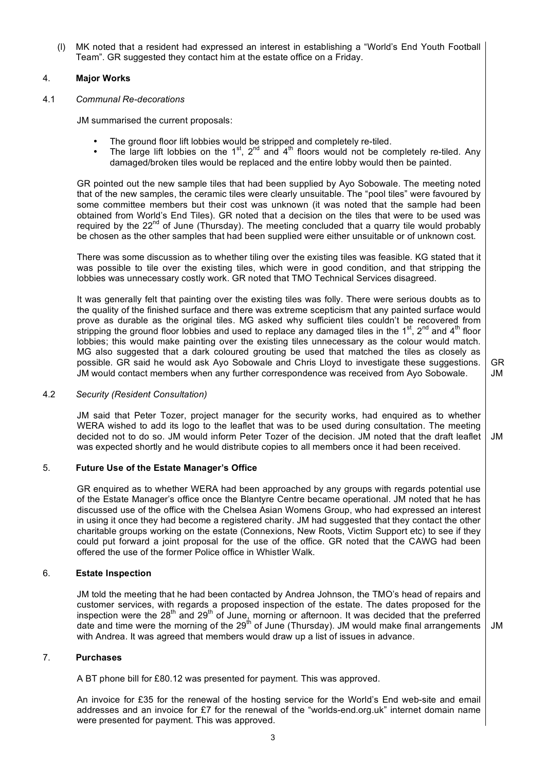(l) MK noted that a resident had expressed an interest in establishing a "World's End Youth Football Team". GR suggested they contact him at the estate office on a Friday.

## 4. Major Works

### 4.1 *Communal Re-decorations*

JM summarised the current proposals:

- The ground floor lift lobbies would be stripped and completely re-tiled.
- The large lift lobbies on the 1st, 2nd and 4th floors would not be completely re-tiled. Any damaged/broken tiles would be replaced and the entire lobby would then be painted.

GR pointed out the new sample tiles that had been supplied by Ayo Sobowale. The meeting noted that of the new samples, the ceramic tiles were clearly unsuitable. The "pool tiles" were favoured by some committee members but their cost was unknown (it was noted that the sample had been obtained from World's End Tiles). GR noted that a decision on the tiles that were to be used was required by the 22nd of June (Thursday). The meeting concluded that a quarry tile would probably be chosen as the other samples that had been supplied were either unsuitable or of unknown cost.

There was some discussion as to whether tiling over the existing tiles was feasible. KG stated that it was possible to tile over the existing tiles, which were in good condition, and that stripping the lobbies was unnecessary costly work. GR noted that TMO Technical Services disagreed.

It was generally felt that painting over the existing tiles was folly. There were serious doubts as to the quality of the finished surface and there was extreme scepticism that any painted surface would prove as durable as the original tiles. MG asked why sufficient tiles couldn't be recovered from stripping the ground floor lobbies and used to replace any damaged tiles in the 1st, 2nd and 4th floor lobbies; this would make painting over the existing tiles unnecessary as the colour would match. MG also suggested that a dark coloured grouting be used that matched the tiles as closely as possible. GR said he would ask Ayo Sobowale and Chris Lloyd to investigate these suggestions. JM would contact members when any further correspondence was received from Ayo Sobowale. **GR JM**

### 4.2 *Security (Resident Consultation)*

JM said that Peter Tozer, project manager for the security works, had enquired as to whether WERA wished to add its logo to the leaflet that was to be used during consultation. The meeting decided not to do so. JM would inform Peter Tozer of the decision. JM noted that the draft leaflet was expected shortly and he would distribute copies to all members once it had been received. **JM**

## 5. Future Use of the Estate Manager's Office

GR enquired as to whether WERA had been approached by any groups with regards potential use of the Estate Manager's office once the Blantyre Centre became operational. JM noted that he has discussed use of the office with the Chelsea Asian Womens Group, who had expressed an interest in using it once they had become a registered charity. JM had suggested that they contact the other charitable groups working on the estate (Connexions, New Roots, Victim Support etc) to see if they could put forward a joint proposal for the use of the office. GR noted that the CAWG had been offered the use of the former Police office in Whistler Walk.

## 6. Estate Inspection

JM told the meeting that he had been contacted by Andrea Johnson, the TMO's head of repairs and customer services, with regards a proposed inspection of the estate. The dates proposed for the inspection were the 28th and 29th of June, morning or afternoon. It was decided that the preferred date and time were the morning of the 29th of June (Thursday). JM would make final arrangements with Andrea. It was agreed that members would draw up a list of issues in advance. **JM**

## 7. Purchases

A BT phone bill for £80.12 was presented for payment. This was approved.

An invoice for £35 for the renewal of the hosting service for the World's End web-site and email addresses and an invoice for £7 for the renewal of the "worlds-end.org.uk" internet domain name were presented for payment. This was approved.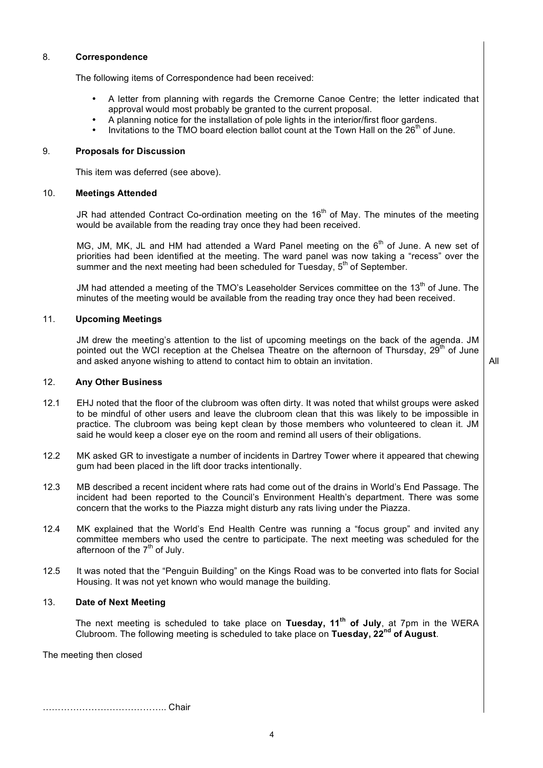## 8. Correspondence

The following items of Correspondence had been received:

- A letter from planning with regards the Cremorne Canoe Centre; the letter indicated that approval would most probably be granted to the current proposal.
- A planning notice for the installation of pole lights in the interior/first floor gardens.
- Invitations to the TMO board election ballot count at the Town Hall on the 26th of June.

## 9. Proposals for Discussion

This item was deferred (see above).

## 10. Meetings Attended

JR had attended Contract Co-ordination meeting on the 16th of May. The minutes of the meeting would be available from the reading tray once they had been received.

MG, JM, MK, JL and HM had attended a Ward Panel meeting on the 6th of June. A new set of priorities had been identified at the meeting. The ward panel was now taking a "recess" over the summer and the next meeting had been scheduled for Tuesday, 5th of September.

JM had attended a meeting of the TMO's Leaseholder Services committee on the 13th of June. The minutes of the meeting would be available from the reading tray once they had been received.

## 11. Upcoming Meetings

JM drew the meeting's attention to the list of upcoming meetings on the back of the agenda. JM pointed out the WCI reception at the Chelsea Theatre on the afternoon of Thursday, 29th of June and asked anyone wishing to attend to contact him to obtain an invitation. **All**

## 12. Any Other Business

12.1 EHJ noted that the floor of the clubroom was often dirty. It was noted that whilst groups were asked to be mindful of other users and leave the clubroom clean that this was likely to be impossible in practice. The clubroom was being kept clean by those members who volunteered to clean it. JM said he would keep a closer eye on the room and remind all users of their obligations.

12.2 MK asked GR to investigate a number of incidents in Dartrey Tower where it appeared that chewing gum had been placed in the lift door tracks intentionally.

12.3 MB described a recent incident where rats had come out of the drains in World's End Passage. The incident had been reported to the Council's Environment Health's department. There was some concern that the works to the Piazza might disturb any rats living under the Piazza.

12.4 MK explained that the World's End Health Centre was running a "focus group" and invited any committee members who used the centre to participate. The next meeting was scheduled for the afternoon of the 7th of July.

12.5 It was noted that the "Penguin Building" on the Kings Road was to be converted into flats for Social Housing. It was not yet known who would manage the building.

## 13. Date of Next Meeting

The next meeting is scheduled to take place on **Tuesday, 11th of July**, at 7pm in the WERA Clubroom. The following meeting is scheduled to take place on **Tuesday, 22nd of August**.

The meeting then closed

………………………………….. Chair